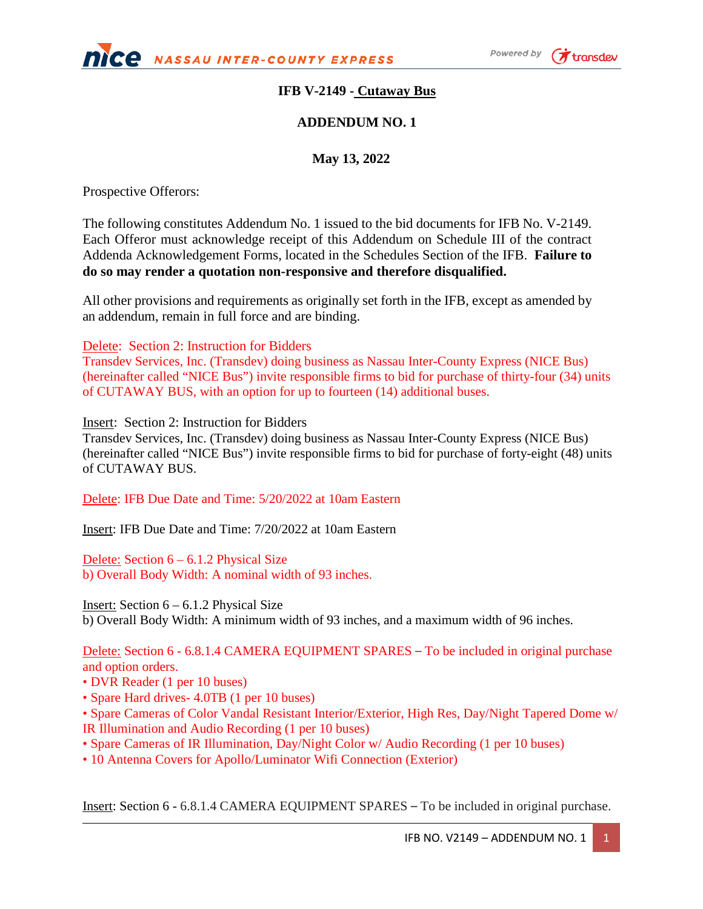**IFB V-2149 - Cutaway Bus**

**ADDENDUM NO. 1**

**May 13, 2022**

Prospective Offerors:

The following constitutes Addendum No. 1 issued to the bid documents for IFB No. V-2149. Each Offeror must acknowledge receipt of this Addendum on Schedule III of the contract Addenda Acknowledgement Forms, located in the Schedules Section of the IFB. **Failure to do so may render a quotation non-responsive and therefore disqualified.**

All other provisions and requirements as originally set forth in the IFB, except as amended by an addendum, remain in full force and are binding.

Delete: Section 2: Instruction for Bidders
Transdev Services, Inc. (Transdev) doing business as Nassau Inter-County Express (NICE Bus) (hereinafter called "NICE Bus") invite responsible firms to bid for purchase of thirty-four (34) units of CUTAWAY BUS, with an option for up to fourteen (14) additional buses.

Insert: Section 2: Instruction for Bidders
Transdev Services, Inc. (Transdev) doing business as Nassau Inter-County Express (NICE Bus) (hereinafter called "NICE Bus") invite responsible firms to bid for purchase of forty-eight (48) units of CUTAWAY BUS.

Delete: IFB Due Date and Time: 5/20/2022 at 10am Eastern

Insert: IFB Due Date and Time: 7/20/2022 at 10am Eastern

Delete: Section 6 – 6.1.2 Physical Size
b) Overall Body Width: A nominal width of 93 inches.

Insert: Section 6 – 6.1.2 Physical Size
b) Overall Body Width: A minimum width of 93 inches, and a maximum width of 96 inches.

Delete: Section 6 - 6.8.1.4 CAMERA EQUIPMENT SPARES – To be included in original purchase and option orders.

- DVR Reader (1 per 10 buses)
- Spare Hard drives- 4.0TB (1 per 10 buses)
- Spare Cameras of Color Vandal Resistant Interior/Exterior, High Res, Day/Night Tapered Dome w/ IR Illumination and Audio Recording (1 per 10 buses)
- Spare Cameras of IR Illumination, Day/Night Color w/ Audio Recording (1 per 10 buses)
- 10 Antenna Covers for Apollo/Luminator Wifi Connection (Exterior)

Insert: Section 6 - 6.8.1.4 CAMERA EQUIPMENT SPARES – To be included in original purchase.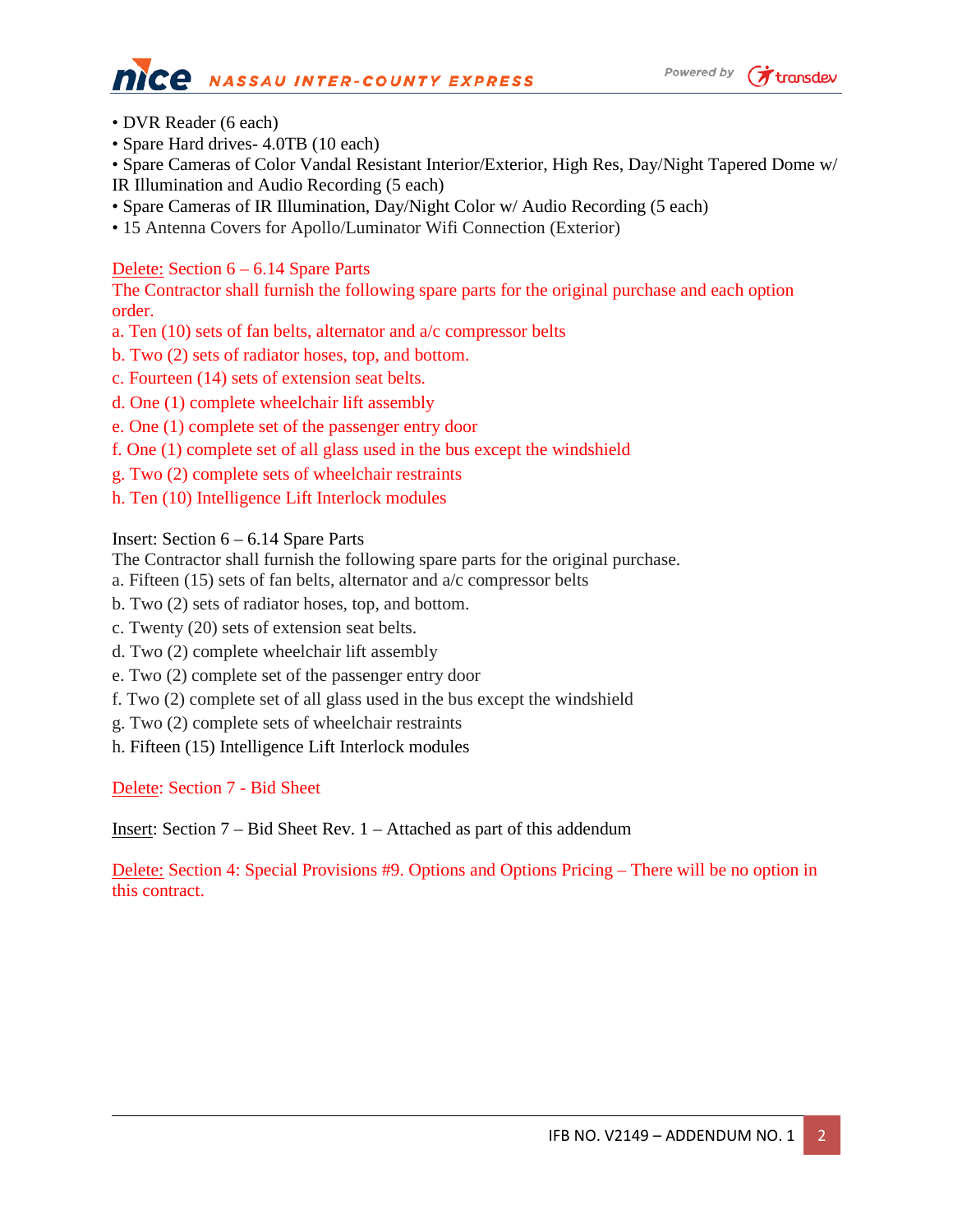• DVR Reader (6 each)
• Spare Hard drives- 4.0TB (10 each)
• Spare Cameras of Color Vandal Resistant Interior/Exterior, High Res, Day/Night Tapered Dome w/ IR Illumination and Audio Recording (5 each)
• Spare Cameras of IR Illumination, Day/Night Color w/ Audio Recording (5 each)
• 15 Antenna Covers for Apollo/Luminator Wifi Connection (Exterior)

Delete: Section 6 – 6.14 Spare Parts
The Contractor shall furnish the following spare parts for the original purchase and each option order.
a. Ten (10) sets of fan belts, alternator and a/c compressor belts
b. Two (2) sets of radiator hoses, top, and bottom.
c. Fourteen (14) sets of extension seat belts.
d. One (1) complete wheelchair lift assembly
e. One (1) complete set of the passenger entry door
f. One (1) complete set of all glass used in the bus except the windshield
g. Two (2) complete sets of wheelchair restraints
h. Ten (10) Intelligence Lift Interlock modules

Insert: Section 6 – 6.14 Spare Parts
The Contractor shall furnish the following spare parts for the original purchase.
a. Fifteen (15) sets of fan belts, alternator and a/c compressor belts
b. Two (2) sets of radiator hoses, top, and bottom.
c. Twenty (20) sets of extension seat belts.
d. Two (2) complete wheelchair lift assembly
e. Two (2) complete set of the passenger entry door
f. Two (2) complete set of all glass used in the bus except the windshield
g. Two (2) complete sets of wheelchair restraints
h. Fifteen (15) Intelligence Lift Interlock modules

Delete: Section 7 - Bid Sheet

Insert: Section 7 – Bid Sheet Rev. 1 – Attached as part of this addendum

Delete: Section 4: Special Provisions #9. Options and Options Pricing – There will be no option in this contract.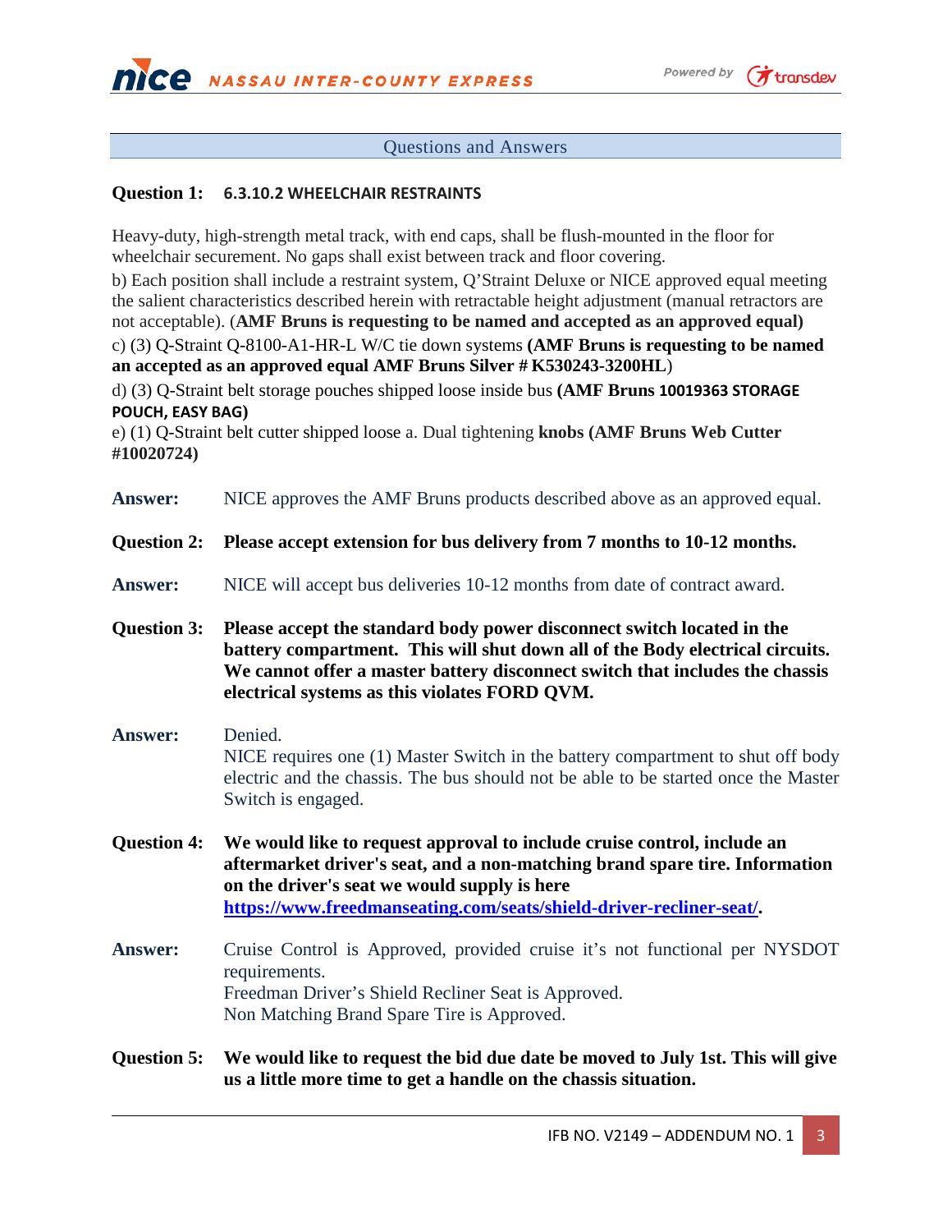## Questions and Answers

**Question 1: 6.3.10.2 WHEELCHAIR RESTRAINTS**

Heavy-duty, high-strength metal track, with end caps, shall be flush-mounted in the floor for wheelchair securement. No gaps shall exist between track and floor covering.

b) Each position shall include a restraint system, Q'Straint Deluxe or NICE approved equal meeting the salient characteristics described herein with retractable height adjustment (manual retractors are not acceptable). (**AMF Bruns is requesting to be named and accepted as an approved equal)**

c) (3) Q-Straint Q-8100-A1-HR-L W/C tie down systems **(AMF Bruns is requesting to be named an accepted as an approved equal AMF Bruns Silver # K530243-3200HL**)

d) (3) Q-Straint belt storage pouches shipped loose inside bus **(AMF Bruns 10019363 STORAGE POUCH, EASY BAG)**

e) (1) Q-Straint belt cutter shipped loose a. Dual tightening **knobs (AMF Bruns Web Cutter #10020724)**

**Answer:** NICE approves the AMF Bruns products described above as an approved equal.

**Question 2: Please accept extension for bus delivery from 7 months to 10-12 months.**

**Answer:** NICE will accept bus deliveries 10-12 months from date of contract award.

**Question 3: Please accept the standard body power disconnect switch located in the battery compartment. This will shut down all of the Body electrical circuits. We cannot offer a master battery disconnect switch that includes the chassis electrical systems as this violates FORD QVM.**

**Answer:** Denied.
NICE requires one (1) Master Switch in the battery compartment to shut off body electric and the chassis. The bus should not be able to be started once the Master Switch is engaged.

**Question 4: We would like to request approval to include cruise control, include an aftermarket driver's seat, and a non-matching brand spare tire. Information on the driver's seat we would supply is here [https://www.freedmanseating.com/seats/shield-driver-recliner-seat/](https://www.freedmanseating.com/seats/shield-driver-recliner-seat/).**

**Answer:** Cruise Control is Approved, provided cruise it's not functional per NYSDOT requirements.
Freedman Driver's Shield Recliner Seat is Approved.
Non Matching Brand Spare Tire is Approved.

**Question 5: We would like to request the bid due date be moved to July 1st. This will give us a little more time to get a handle on the chassis situation.**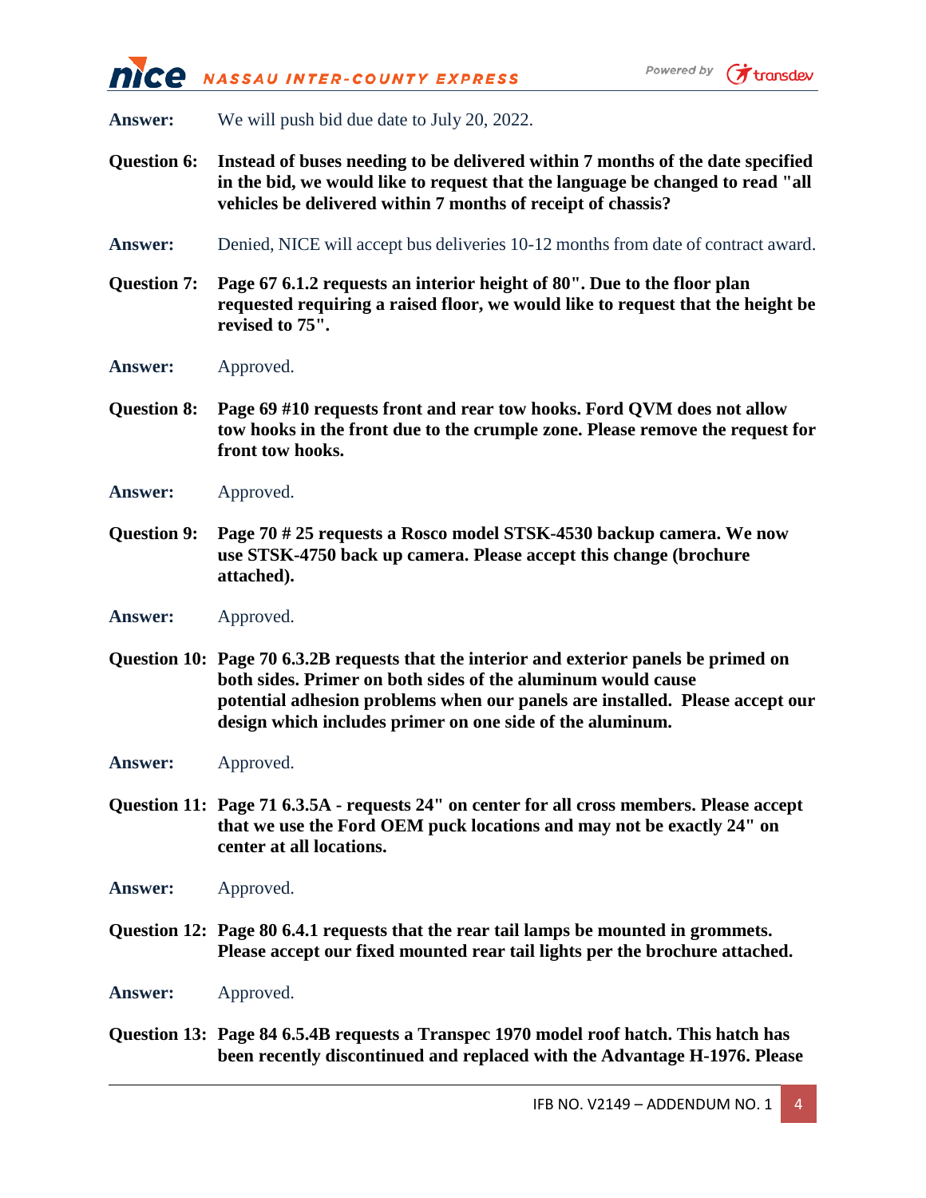**Answer:** We will push bid due date to July 20, 2022.

**Question 6: Instead of buses needing to be delivered within 7 months of the date specified in the bid, we would like to request that the language be changed to read "all vehicles be delivered within 7 months of receipt of chassis?**

**Answer:** Denied, NICE will accept bus deliveries 10-12 months from date of contract award.

**Question 7: Page 67 6.1.2 requests an interior height of 80". Due to the floor plan requested requiring a raised floor, we would like to request that the height be revised to 75".**

**Answer:** Approved.

**Question 8: Page 69 #10 requests front and rear tow hooks. Ford QVM does not allow tow hooks in the front due to the crumple zone. Please remove the request for front tow hooks.**

**Answer:** Approved.

**Question 9: Page 70 # 25 requests a Rosco model STSK-4530 backup camera. We now use STSK-4750 back up camera. Please accept this change (brochure attached).**

**Answer:** Approved.

**Question 10: Page 70 6.3.2B requests that the interior and exterior panels be primed on both sides. Primer on both sides of the aluminum would cause potential adhesion problems when our panels are installed. Please accept our design which includes primer on one side of the aluminum.**

**Answer:** Approved.

**Question 11: Page 71 6.3.5A - requests 24" on center for all cross members. Please accept that we use the Ford OEM puck locations and may not be exactly 24" on center at all locations.**

**Answer:** Approved.

**Question 12: Page 80 6.4.1 requests that the rear tail lamps be mounted in grommets. Please accept our fixed mounted rear tail lights per the brochure attached.**

**Answer:** Approved.

**Question 13: Page 84 6.5.4B requests a Transpec 1970 model roof hatch. This hatch has been recently discontinued and replaced with the Advantage H-1976. Please**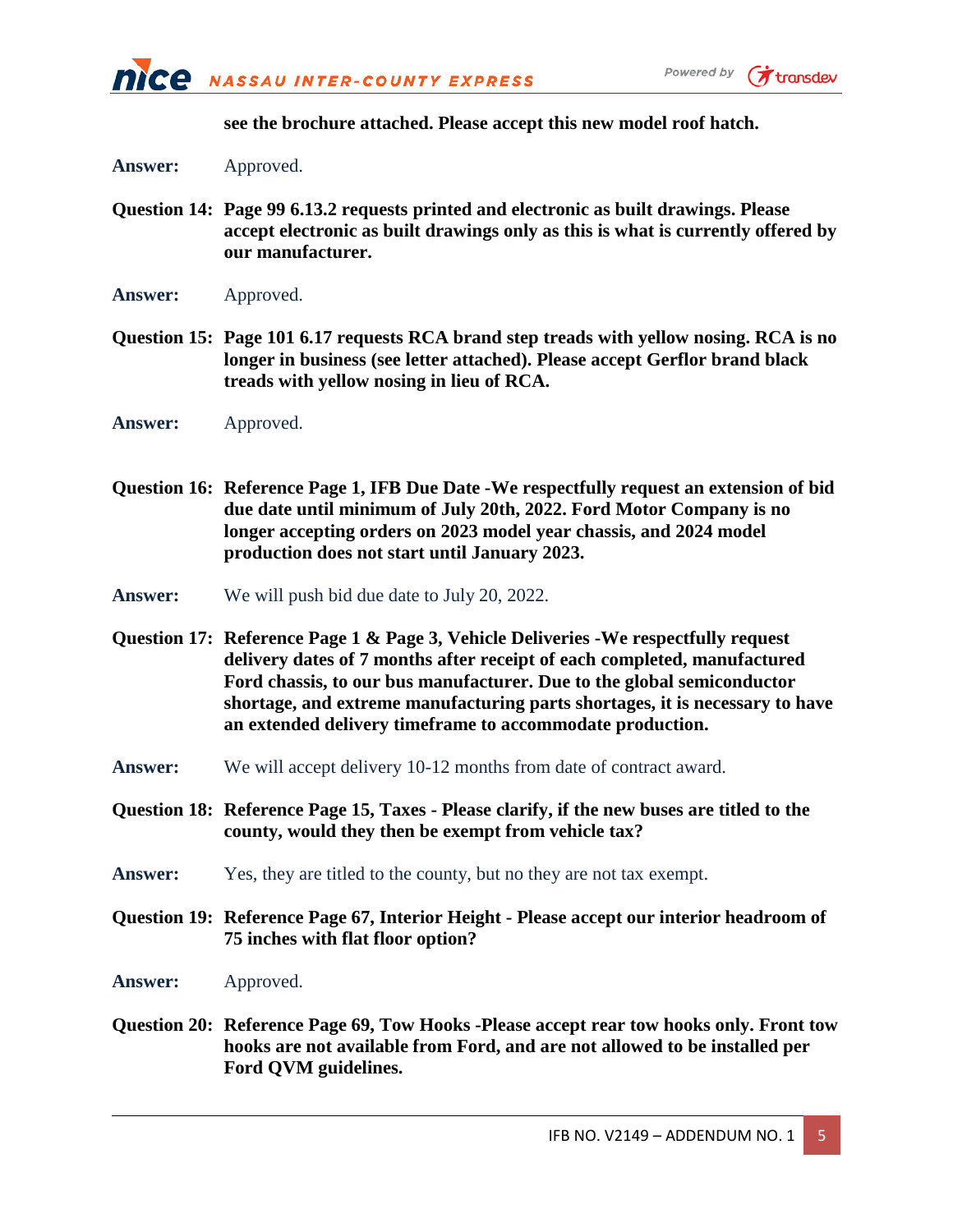**see the brochure attached. Please accept this new model roof hatch.**

**Answer:** Approved.

**Question 14: Page 99 6.13.2 requests printed and electronic as built drawings. Please accept electronic as built drawings only as this is what is currently offered by our manufacturer.**

**Answer:** Approved.

**Question 15: Page 101 6.17 requests RCA brand step treads with yellow nosing. RCA is no longer in business (see letter attached). Please accept Gerflor brand black treads with yellow nosing in lieu of RCA.**

**Answer:** Approved.

**Question 16: Reference Page 1, IFB Due Date -We respectfully request an extension of bid due date until minimum of July 20th, 2022. Ford Motor Company is no longer accepting orders on 2023 model year chassis, and 2024 model production does not start until January 2023.**

**Answer:** We will push bid due date to July 20, 2022.

**Question 17: Reference Page 1 & Page 3, Vehicle Deliveries -We respectfully request delivery dates of 7 months after receipt of each completed, manufactured Ford chassis, to our bus manufacturer. Due to the global semiconductor shortage, and extreme manufacturing parts shortages, it is necessary to have an extended delivery timeframe to accommodate production.**

**Answer:** We will accept delivery 10-12 months from date of contract award.

**Question 18: Reference Page 15, Taxes - Please clarify, if the new buses are titled to the county, would they then be exempt from vehicle tax?**

**Answer:** Yes, they are titled to the county, but no they are not tax exempt.

**Question 19: Reference Page 67, Interior Height - Please accept our interior headroom of 75 inches with flat floor option?**

**Answer:** Approved.

**Question 20: Reference Page 69, Tow Hooks -Please accept rear tow hooks only. Front tow hooks are not available from Ford, and are not allowed to be installed per Ford QVM guidelines.**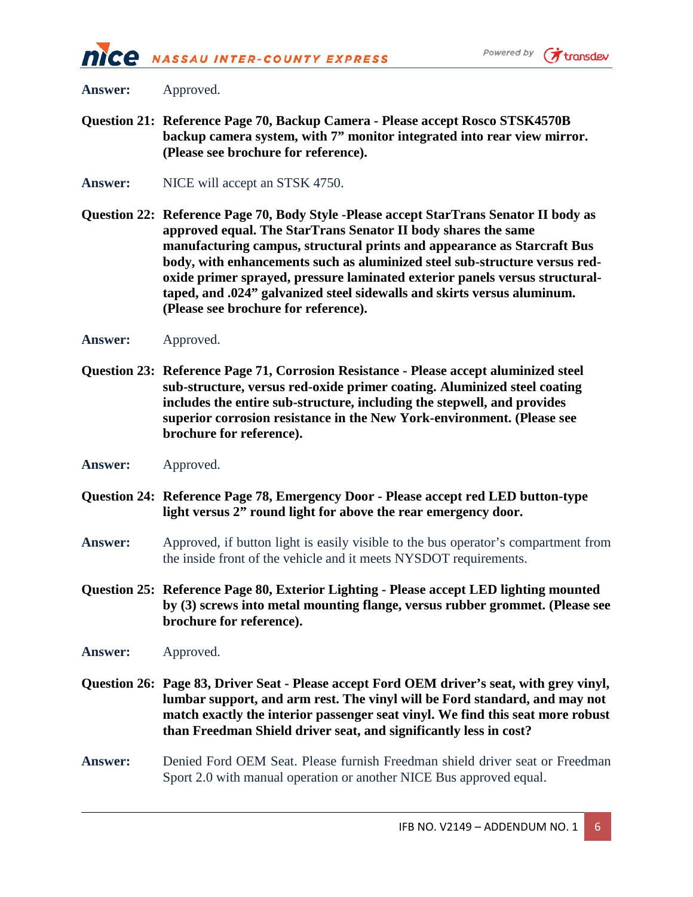**Answer:** Approved.

**Question 21: Reference Page 70, Backup Camera - Please accept Rosco STSK4570B backup camera system, with 7" monitor integrated into rear view mirror. (Please see brochure for reference).**

**Answer:** NICE will accept an STSK 4750.

**Question 22: Reference Page 70, Body Style -Please accept StarTrans Senator II body as approved equal. The StarTrans Senator II body shares the same manufacturing campus, structural prints and appearance as Starcraft Bus body, with enhancements such as aluminized steel sub-structure versus red-oxide primer sprayed, pressure laminated exterior panels versus structural-taped, and .024" galvanized steel sidewalls and skirts versus aluminum. (Please see brochure for reference).**

**Answer:** Approved.

**Question 23: Reference Page 71, Corrosion Resistance - Please accept aluminized steel sub-structure, versus red-oxide primer coating. Aluminized steel coating includes the entire sub-structure, including the stepwell, and provides superior corrosion resistance in the New York-environment. (Please see brochure for reference).**

**Answer:** Approved.

**Question 24: Reference Page 78, Emergency Door - Please accept red LED button-type light versus 2" round light for above the rear emergency door.**

**Answer:** Approved, if button light is easily visible to the bus operator's compartment from the inside front of the vehicle and it meets NYSDOT requirements.

**Question 25: Reference Page 80, Exterior Lighting - Please accept LED lighting mounted by (3) screws into metal mounting flange, versus rubber grommet. (Please see brochure for reference).**

**Answer:** Approved.

**Question 26: Page 83, Driver Seat - Please accept Ford OEM driver's seat, with grey vinyl, lumbar support, and arm rest. The vinyl will be Ford standard, and may not match exactly the interior passenger seat vinyl. We find this seat more robust than Freedman Shield driver seat, and significantly less in cost?**

**Answer:** Denied Ford OEM Seat. Please furnish Freedman shield driver seat or Freedman Sport 2.0 with manual operation or another NICE Bus approved equal.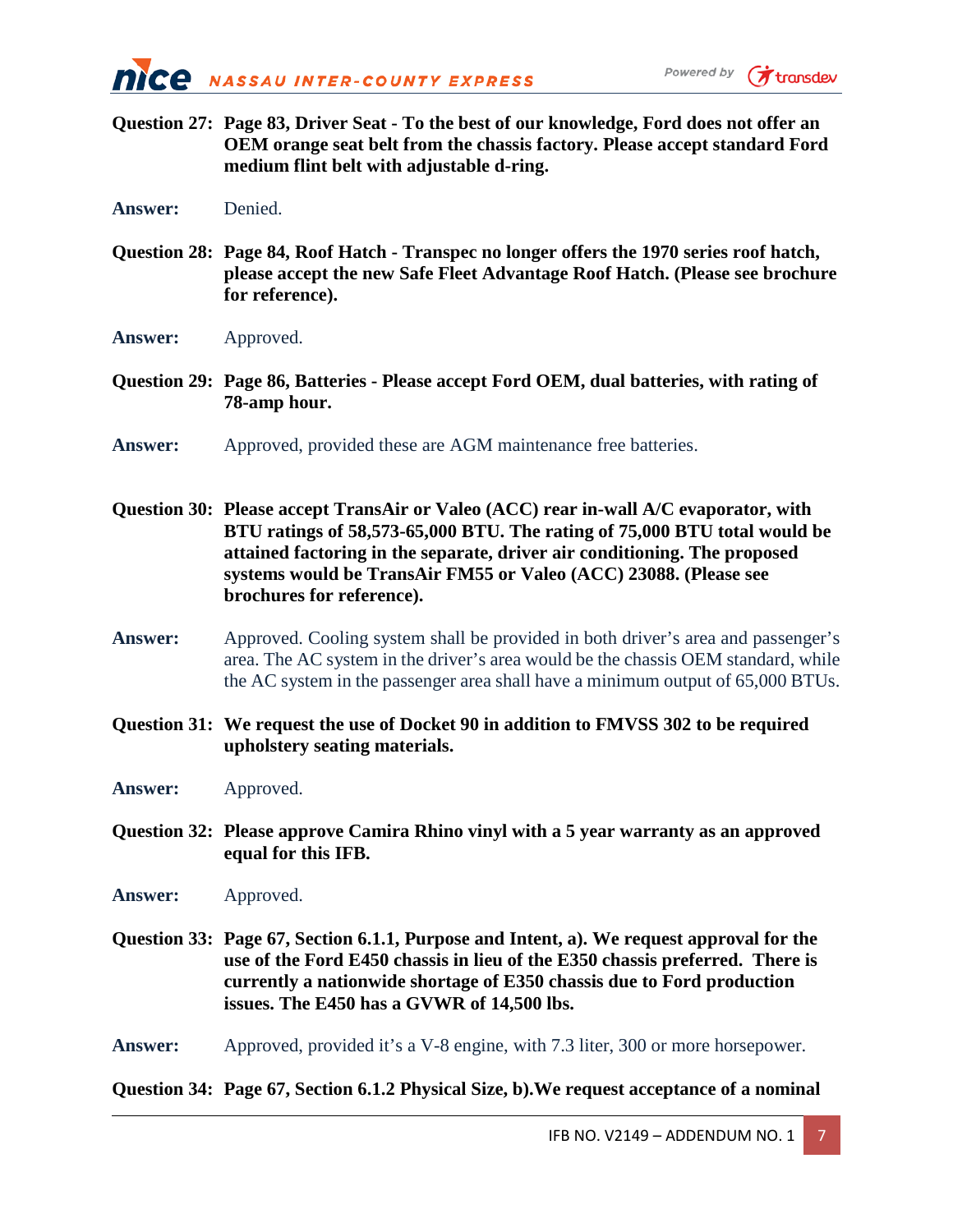**Question 27:** **Page 83, Driver Seat - To the best of our knowledge, Ford does not offer an OEM orange seat belt from the chassis factory. Please accept standard Ford medium flint belt with adjustable d-ring.**

**Answer:** Denied.

**Question 28:** **Page 84, Roof Hatch - Transpec no longer offers the 1970 series roof hatch, please accept the new Safe Fleet Advantage Roof Hatch. (Please see brochure for reference).**

**Answer:** Approved.

**Question 29:** **Page 86, Batteries - Please accept Ford OEM, dual batteries, with rating of 78-amp hour.**

**Answer:** Approved, provided these are AGM maintenance free batteries.

**Question 30:** **Please accept TransAir or Valeo (ACC) rear in-wall A/C evaporator, with BTU ratings of 58,573-65,000 BTU. The rating of 75,000 BTU total would be attained factoring in the separate, driver air conditioning. The proposed systems would be TransAir FM55 or Valeo (ACC) 23088. (Please see brochures for reference).**

**Answer:** Approved. Cooling system shall be provided in both driver's area and passenger's area. The AC system in the driver's area would be the chassis OEM standard, while the AC system in the passenger area shall have a minimum output of 65,000 BTUs.

**Question 31:** **We request the use of Docket 90 in addition to FMVSS 302 to be required upholstery seating materials.**

**Answer:** Approved.

**Question 32:** **Please approve Camira Rhino vinyl with a 5 year warranty as an approved equal for this IFB.**

**Answer:** Approved.

**Question 33:** **Page 67, Section 6.1.1, Purpose and Intent, a). We request approval for the use of the Ford E450 chassis in lieu of the E350 chassis preferred. There is currently a nationwide shortage of E350 chassis due to Ford production issues. The E450 has a GVWR of 14,500 lbs.**

**Answer:** Approved, provided it's a V-8 engine, with 7.3 liter, 300 or more horsepower.

**Question 34:** **Page 67, Section 6.1.2 Physical Size, b).We request acceptance of a nominal**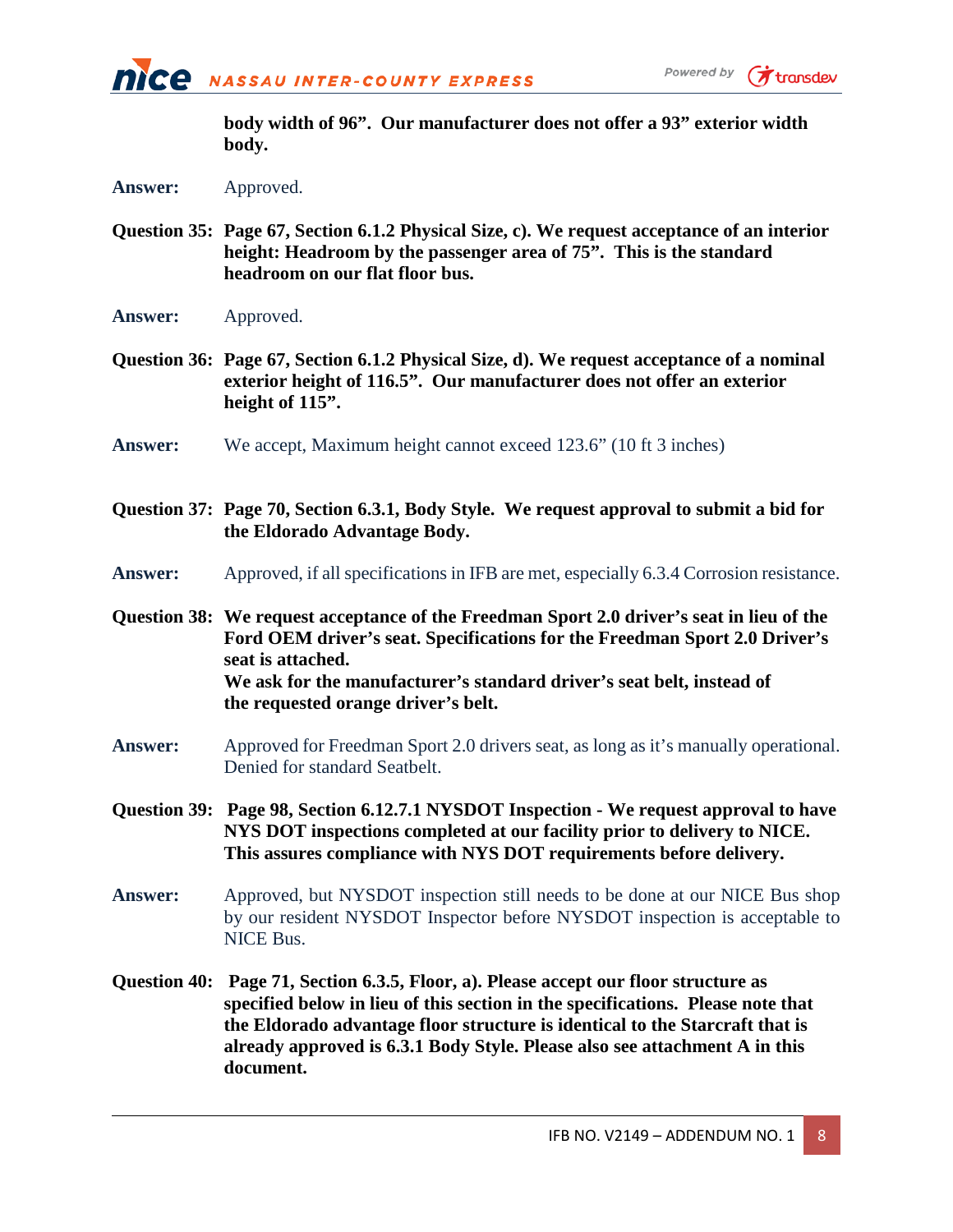**body width of 96". Our manufacturer does not offer a 93" exterior width body.**

**Answer:** Approved.

**Question 35: Page 67, Section 6.1.2 Physical Size, c). We request acceptance of an interior height: Headroom by the passenger area of 75". This is the standard headroom on our flat floor bus.**

**Answer:** Approved.

**Question 36: Page 67, Section 6.1.2 Physical Size, d). We request acceptance of a nominal exterior height of 116.5". Our manufacturer does not offer an exterior height of 115".**

**Answer:** We accept, Maximum height cannot exceed 123.6" (10 ft 3 inches)

**Question 37: Page 70, Section 6.3.1, Body Style. We request approval to submit a bid for the Eldorado Advantage Body.**

**Answer:** Approved, if all specifications in IFB are met, especially 6.3.4 Corrosion resistance.

**Question 38: We request acceptance of the Freedman Sport 2.0 driver's seat in lieu of the Ford OEM driver's seat. Specifications for the Freedman Sport 2.0 Driver's seat is attached.**
**We ask for the manufacturer's standard driver's seat belt, instead of the requested orange driver's belt.**

**Answer:** Approved for Freedman Sport 2.0 drivers seat, as long as it's manually operational. Denied for standard Seatbelt.

**Question 39: Page 98, Section 6.12.7.1 NYSDOT Inspection - We request approval to have NYS DOT inspections completed at our facility prior to delivery to NICE. This assures compliance with NYS DOT requirements before delivery.**

**Answer:** Approved, but NYSDOT inspection still needs to be done at our NICE Bus shop by our resident NYSDOT Inspector before NYSDOT inspection is acceptable to NICE Bus.

**Question 40: Page 71, Section 6.3.5, Floor, a). Please accept our floor structure as specified below in lieu of this section in the specifications. Please note that the Eldorado advantage floor structure is identical to the Starcraft that is already approved is 6.3.1 Body Style. Please also see attachment A in this document.**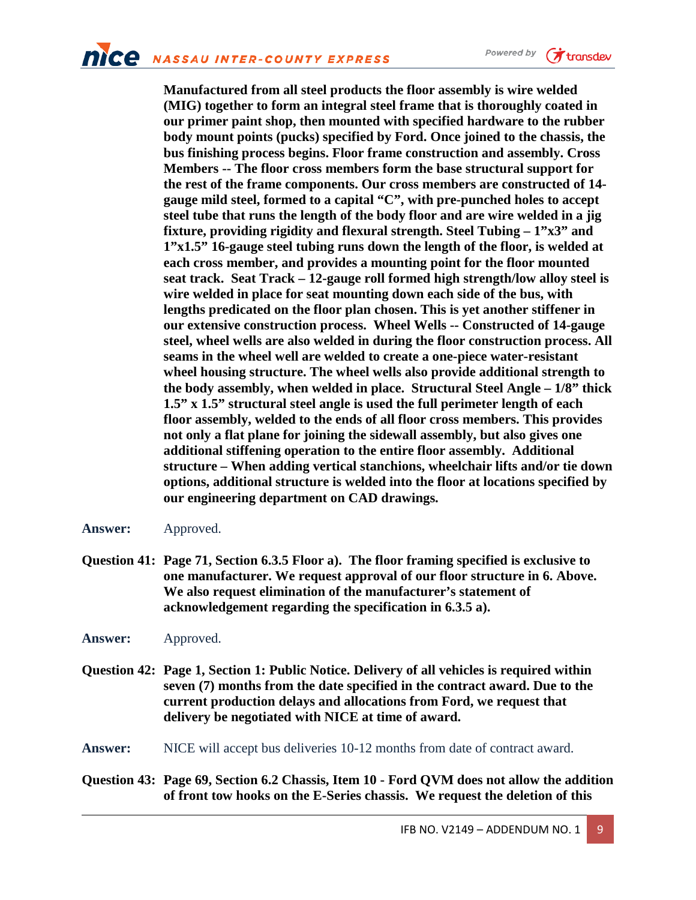**Manufactured from all steel products the floor assembly is wire welded (MIG) together to form an integral steel frame that is thoroughly coated in our primer paint shop, then mounted with specified hardware to the rubber body mount points (pucks) specified by Ford. Once joined to the chassis, the bus finishing process begins. Floor frame construction and assembly. Cross Members -- The floor cross members form the base structural support for the rest of the frame components. Our cross members are constructed of 14-gauge mild steel, formed to a capital "C", with pre-punched holes to accept steel tube that runs the length of the body floor and are wire welded in a jig fixture, providing rigidity and flexural strength. Steel Tubing – 1"x3" and 1"x1.5" 16-gauge steel tubing runs down the length of the floor, is welded at each cross member, and provides a mounting point for the floor mounted seat track. Seat Track – 12-gauge roll formed high strength/low alloy steel is wire welded in place for seat mounting down each side of the bus, with lengths predicated on the floor plan chosen. This is yet another stiffener in our extensive construction process. Wheel Wells -- Constructed of 14-gauge steel, wheel wells are also welded in during the floor construction process. All seams in the wheel well are welded to create a one-piece water-resistant wheel housing structure. The wheel wells also provide additional strength to the body assembly, when welded in place. Structural Steel Angle – 1/8" thick 1.5" x 1.5" structural steel angle is used the full perimeter length of each floor assembly, welded to the ends of all floor cross members. This provides not only a flat plane for joining the sidewall assembly, but also gives one additional stiffening operation to the entire floor assembly. Additional structure – When adding vertical stanchions, wheelchair lifts and/or tie down options, additional structure is welded into the floor at locations specified by our engineering department on CAD drawings.**

**Answer:** Approved.

**Question 41: Page 71, Section 6.3.5 Floor a). The floor framing specified is exclusive to one manufacturer. We request approval of our floor structure in 6. Above. We also request elimination of the manufacturer's statement of acknowledgement regarding the specification in 6.3.5 a).**

**Answer:** Approved.

**Question 42: Page 1, Section 1: Public Notice. Delivery of all vehicles is required within seven (7) months from the date specified in the contract award. Due to the current production delays and allocations from Ford, we request that delivery be negotiated with NICE at time of award.**

**Answer:** NICE will accept bus deliveries 10-12 months from date of contract award.

**Question 43: Page 69, Section 6.2 Chassis, Item 10 - Ford QVM does not allow the addition of front tow hooks on the E-Series chassis. We request the deletion of this**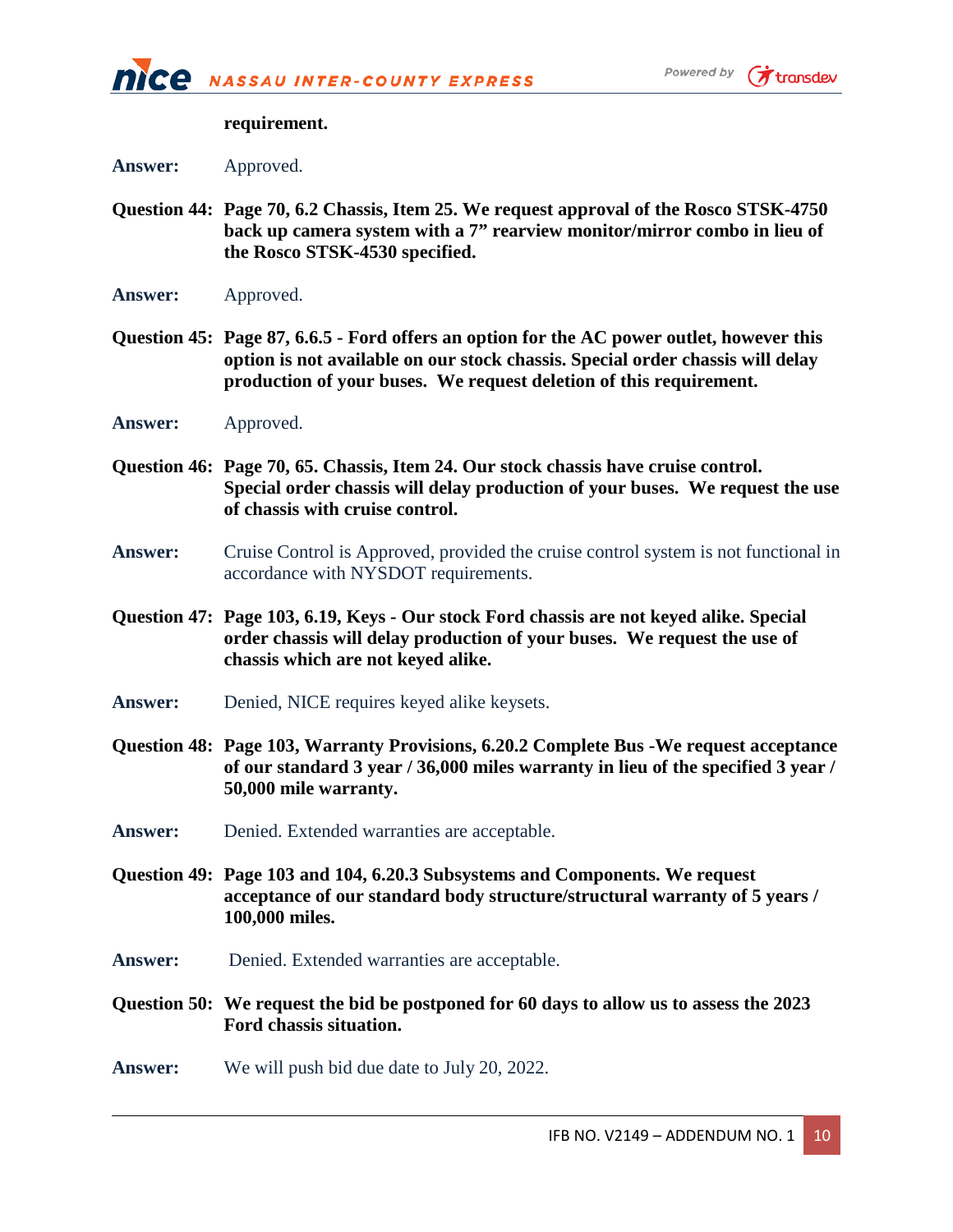**requirement.**

**Answer:** Approved.

**Question 44: Page 70, 6.2 Chassis, Item 25. We request approval of the Rosco STSK-4750 back up camera system with a 7" rearview monitor/mirror combo in lieu of the Rosco STSK-4530 specified.**

**Answer:** Approved.

**Question 45: Page 87, 6.6.5 - Ford offers an option for the AC power outlet, however this option is not available on our stock chassis. Special order chassis will delay production of your buses. We request deletion of this requirement.**

**Answer:** Approved.

**Question 46: Page 70, 65. Chassis, Item 24. Our stock chassis have cruise control. Special order chassis will delay production of your buses. We request the use of chassis with cruise control.**

**Answer:** Cruise Control is Approved, provided the cruise control system is not functional in accordance with NYSDOT requirements.

**Question 47: Page 103, 6.19, Keys - Our stock Ford chassis are not keyed alike. Special order chassis will delay production of your buses. We request the use of chassis which are not keyed alike.**

**Answer:** Denied, NICE requires keyed alike keysets.

**Question 48: Page 103, Warranty Provisions, 6.20.2 Complete Bus -We request acceptance of our standard 3 year / 36,000 miles warranty in lieu of the specified 3 year / 50,000 mile warranty.**

**Answer:** Denied. Extended warranties are acceptable.

**Question 49: Page 103 and 104, 6.20.3 Subsystems and Components. We request acceptance of our standard body structure/structural warranty of 5 years / 100,000 miles.**

**Answer:** Denied. Extended warranties are acceptable.

**Question 50: We request the bid be postponed for 60 days to allow us to assess the 2023 Ford chassis situation.**

**Answer:** We will push bid due date to July 20, 2022.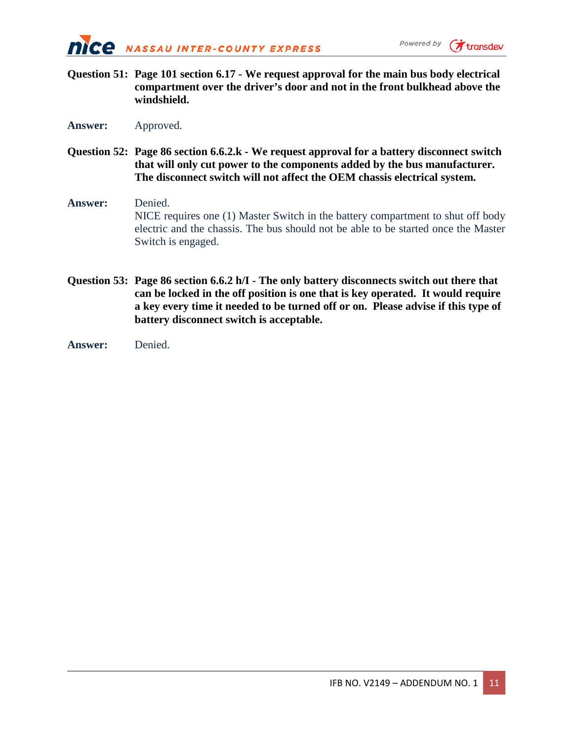**Question 51: Page 101 section 6.17 - We request approval for the main bus body electrical compartment over the driver's door and not in the front bulkhead above the windshield.**

**Answer:** Approved.

**Question 52: Page 86 section 6.6.2.k - We request approval for a battery disconnect switch that will only cut power to the components added by the bus manufacturer. The disconnect switch will not affect the OEM chassis electrical system.**

**Answer:** Denied.
NICE requires one (1) Master Switch in the battery compartment to shut off body electric and the chassis. The bus should not be able to be started once the Master Switch is engaged.

**Question 53: Page 86 section 6.6.2 h/I - The only battery disconnects switch out there that can be locked in the off position is one that is key operated. It would require a key every time it needed to be turned off or on. Please advise if this type of battery disconnect switch is acceptable.**

**Answer:** Denied.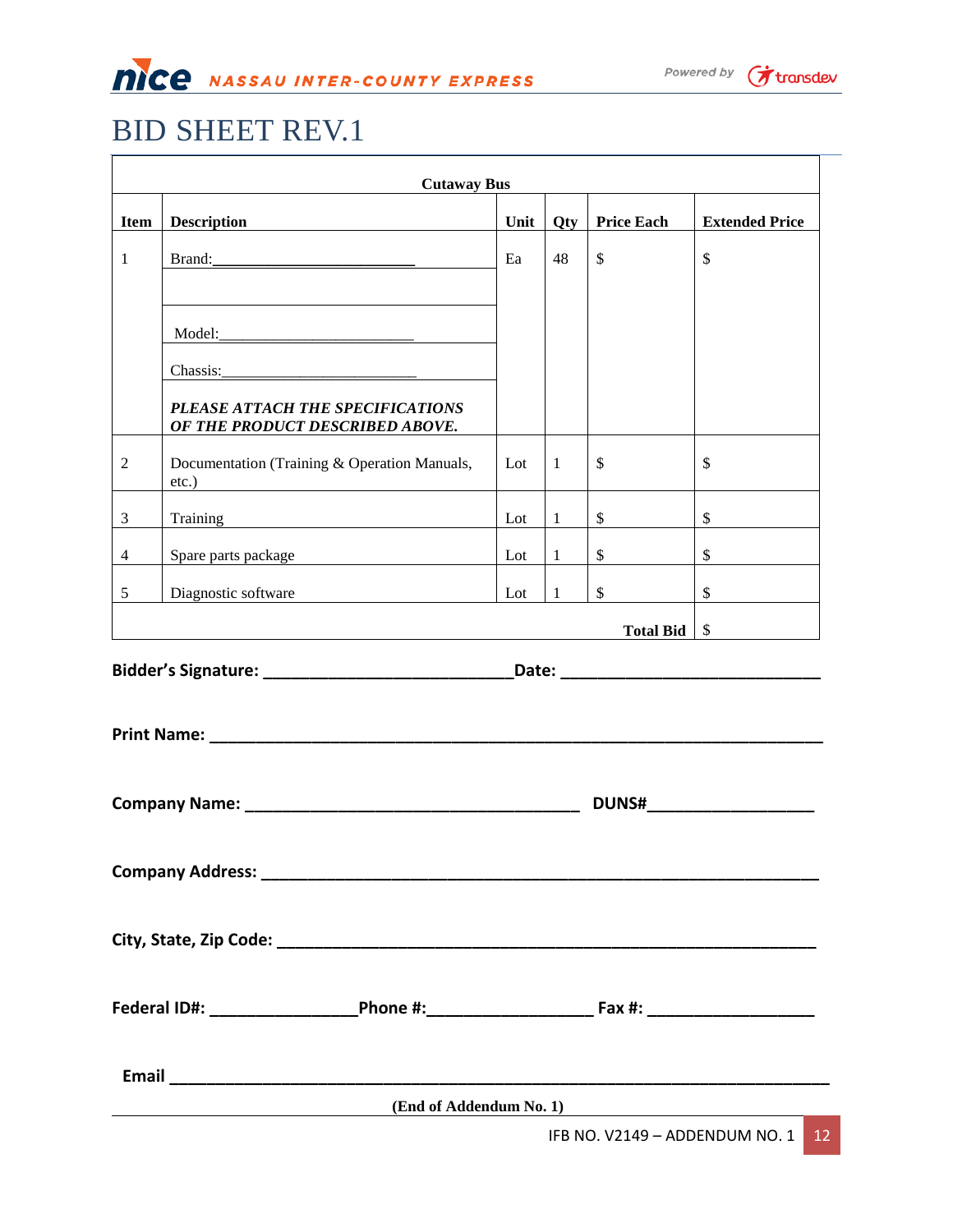# BID SHEET REV.1

| Cutaway Bus | | | | | |
|---|---|---|---|---|---|
| **Item** | **Description** | **Unit** | **Qty** | **Price Each** | **Extended Price** |
| 1 | Brand:\_\_\_\_\_\_\_\_\_\_\_\_\_\_\_\_\_\_\_\_\_\_\_\_\_\_ <br><br> Model:\_\_\_\_\_\_\_\_\_\_\_\_\_\_\_\_\_\_\_\_\_\_\_\_\_\_ <br> Chassis:\_\_\_\_\_\_\_\_\_\_\_\_\_\_\_\_\_\_\_\_\_\_\_\_\_\_ <br> ***PLEASE ATTACH THE SPECIFICATIONS OF THE PRODUCT DESCRIBED ABOVE.*** | Ea | 48 | $ | $ |
| 2 | Documentation (Training & Operation Manuals, etc.) | Lot | 1 | $ | $ |
| 3 | Training | Lot | 1 | $ | $ |
| 4 | Spare parts package | Lot | 1 | $ | $ |
| 5 | Diagnostic software | Lot | 1 | $ | $ |
| | | | | **Total Bid** | $ |

**Bidder's Signature: \_\_\_\_\_\_\_\_\_\_\_\_\_\_\_\_\_\_\_\_\_\_\_\_\_\_\_\_Date: \_\_\_\_\_\_\_\_\_\_\_\_\_\_\_\_\_\_\_\_\_\_\_\_\_\_\_\_\_\_**

**Print Name: \_\_\_\_\_\_\_\_\_\_\_\_\_\_\_\_\_\_\_\_\_\_\_\_\_\_\_\_\_\_\_\_\_\_\_\_\_\_\_\_\_\_\_\_\_\_\_\_\_\_\_\_\_\_\_\_\_\_\_\_\_\_\_\_**

**Company Name: \_\_\_\_\_\_\_\_\_\_\_\_\_\_\_\_\_\_\_\_\_\_\_\_\_\_\_\_\_\_\_\_\_\_\_\_\_\_ DUNS#\_\_\_\_\_\_\_\_\_\_\_\_\_\_\_\_\_\_\_**

**Company Address: \_\_\_\_\_\_\_\_\_\_\_\_\_\_\_\_\_\_\_\_\_\_\_\_\_\_\_\_\_\_\_\_\_\_\_\_\_\_\_\_\_\_\_\_\_\_\_\_\_\_\_\_\_\_\_\_\_\_\_\_\_**

**City, State, Zip Code: \_\_\_\_\_\_\_\_\_\_\_\_\_\_\_\_\_\_\_\_\_\_\_\_\_\_\_\_\_\_\_\_\_\_\_\_\_\_\_\_\_\_\_\_\_\_\_\_\_\_\_\_\_\_\_\_\_\_**

**Federal ID#: \_\_\_\_\_\_\_\_\_\_\_\_\_\_\_\_\_Phone #:\_\_\_\_\_\_\_\_\_\_\_\_\_\_\_\_\_\_\_ Fax #: \_\_\_\_\_\_\_\_\_\_\_\_\_\_\_\_\_\_\_**

**Email \_\_\_\_\_\_\_\_\_\_\_\_\_\_\_\_\_\_\_\_\_\_\_\_\_\_\_\_\_\_\_\_\_\_\_\_\_\_\_\_\_\_\_\_\_\_\_\_\_\_\_\_\_\_\_\_\_\_\_\_\_\_\_\_\_\_\_\_\_\_\_\_\_**

**(End of Addendum No. 1)**